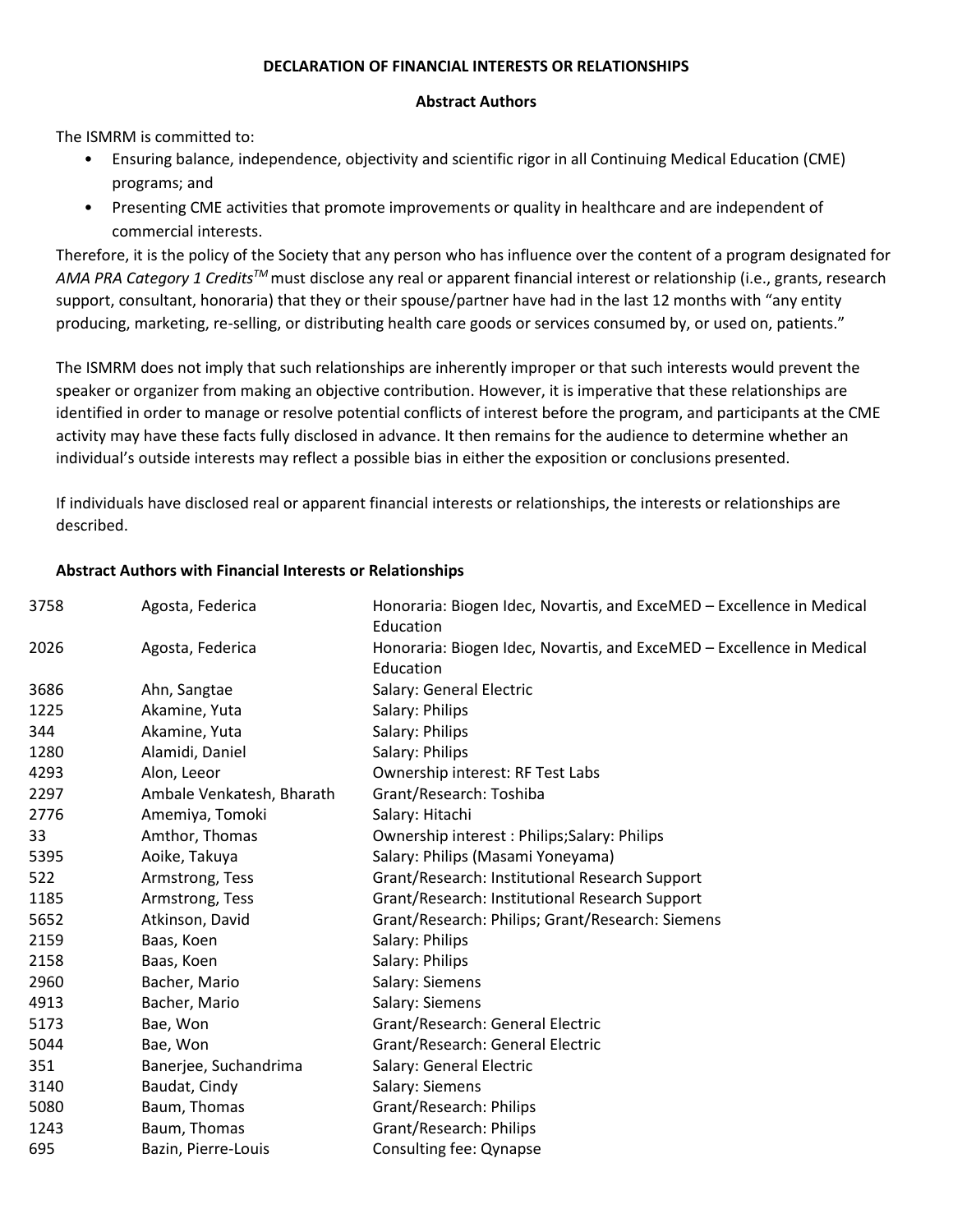# DECLARATION OF FINANCIAL INTERESTS OR RELATIONSHIPS

## Abstract Authors

The ISMRM is committed to:

- Ensuring balance, independence, objectivity and scientific rigor in all Continuing Medical Education (CME) programs; and
- Presenting CME activities that promote improvements or quality in healthcare and are independent of commercial interests.

Therefore, it is the policy of the Society that any person who has influence over the content of a program designated for *AMA PRA Category 1 Credits™* must disclose any real or apparent financial interest or relationship (i.e., grants, research support, consultant, honoraria) that they or their spouse/partner have had in the last 12 months with "any entity producing, marketing, re-selling, or distributing health care goods or services consumed by, or used on, patients."

The ISMRM does not imply that such relationships are inherently improper or that such interests would prevent the speaker or organizer from making an objective contribution. However, it is imperative that these relationships are identified in order to manage or resolve potential conflicts of interest before the program, and participants at the CME activity may have these facts fully disclosed in advance. It then remains for the audience to determine whether an individual's outside interests may reflect a possible bias in either the exposition or conclusions presented.

If individuals have disclosed real or apparent financial interests or relationships, the interests or relationships are described.

### Abstract Authors with Financial Interests or Relationships

| | | |
|---|---|---|
| 3758 | Agosta, Federica | Honoraria: Biogen Idec, Novartis, and ExceMED – Excellence in Medical Education |
| 2026 | Agosta, Federica | Honoraria: Biogen Idec, Novartis, and ExceMED – Excellence in Medical Education |
| 3686 | Ahn, Sangtae | Salary: General Electric |
| 1225 | Akamine, Yuta | Salary: Philips |
| 344 | Akamine, Yuta | Salary: Philips |
| 1280 | Alamidi, Daniel | Salary: Philips |
| 4293 | Alon, Leeor | Ownership interest: RF Test Labs |
| 2297 | Ambale Venkatesh, Bharath | Grant/Research: Toshiba |
| 2776 | Amemiya, Tomoki | Salary: Hitachi |
| 33 | Amthor, Thomas | Ownership interest : Philips;Salary: Philips |
| 5395 | Aoike, Takuya | Salary: Philips (Masami Yoneyama) |
| 522 | Armstrong, Tess | Grant/Research: Institutional Research Support |
| 1185 | Armstrong, Tess | Grant/Research: Institutional Research Support |
| 5652 | Atkinson, David | Grant/Research: Philips; Grant/Research: Siemens |
| 2159 | Baas, Koen | Salary: Philips |
| 2158 | Baas, Koen | Salary: Philips |
| 2960 | Bacher, Mario | Salary: Siemens |
| 4913 | Bacher, Mario | Salary: Siemens |
| 5173 | Bae, Won | Grant/Research: General Electric |
| 5044 | Bae, Won | Grant/Research: General Electric |
| 351 | Banerjee, Suchandrima | Salary: General Electric |
| 3140 | Baudat, Cindy | Salary: Siemens |
| 5080 | Baum, Thomas | Grant/Research: Philips |
| 1243 | Baum, Thomas | Grant/Research: Philips |
| 695 | Bazin, Pierre-Louis | Consulting fee: Qynapse |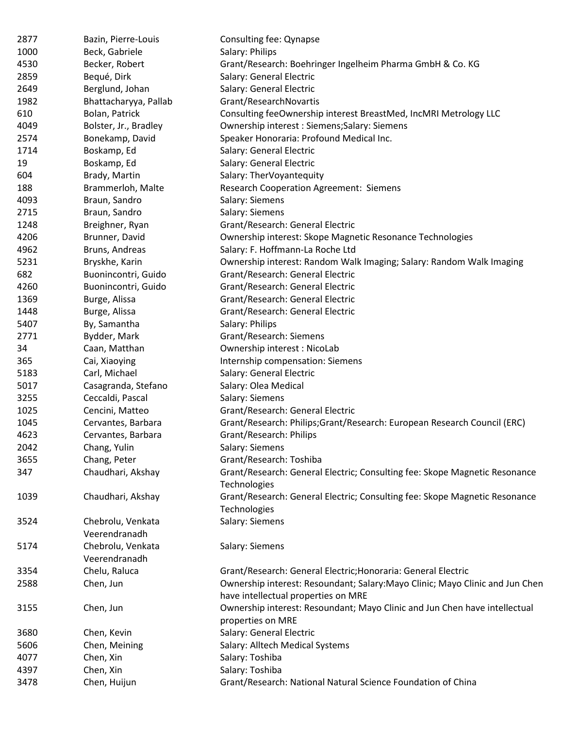| | | |
|---|---|---|
| 2877 | Bazin, Pierre-Louis | Consulting fee: Qynapse |
| 1000 | Beck, Gabriele | Salary: Philips |
| 4530 | Becker, Robert | Grant/Research: Boehringer Ingelheim Pharma GmbH & Co. KG |
| 2859 | Bequé, Dirk | Salary: General Electric |
| 2649 | Berglund, Johan | Salary: General Electric |
| 1982 | Bhattacharyya, Pallab | Grant/ResearchNovartis |
| 610 | Bolan, Patrick | Consulting feeOwnership interest BreastMed, IncMRI Metrology LLC |
| 4049 | Bolster, Jr., Bradley | Ownership interest : Siemens;Salary: Siemens |
| 2574 | Bonekamp, David | Speaker Honoraria: Profound Medical Inc. |
| 1714 | Boskamp, Ed | Salary: General Electric |
| 19 | Boskamp, Ed | Salary: General Electric |
| 604 | Brady, Martin | Salary: TherVoyantequity |
| 188 | Brammerloh, Malte | Research Cooperation Agreement: Siemens |
| 4093 | Braun, Sandro | Salary: Siemens |
| 2715 | Braun, Sandro | Salary: Siemens |
| 1248 | Breighner, Ryan | Grant/Research: General Electric |
| 4206 | Brunner, David | Ownership interest: Skope Magnetic Resonance Technologies |
| 4962 | Bruns, Andreas | Salary: F. Hoffmann-La Roche Ltd |
| 5231 | Bryskhe, Karin | Ownership interest: Random Walk Imaging; Salary: Random Walk Imaging |
| 682 | Buonincontri, Guido | Grant/Research: General Electric |
| 4260 | Buonincontri, Guido | Grant/Research: General Electric |
| 1369 | Burge, Alissa | Grant/Research: General Electric |
| 1448 | Burge, Alissa | Grant/Research: General Electric |
| 5407 | By, Samantha | Salary: Philips |
| 2771 | Bydder, Mark | Grant/Research: Siemens |
| 34 | Caan, Matthan | Ownership interest : NicoLab |
| 365 | Cai, Xiaoying | Internship compensation: Siemens |
| 5183 | Carl, Michael | Salary: General Electric |
| 5017 | Casagranda, Stefano | Salary: Olea Medical |
| 3255 | Ceccaldi, Pascal | Salary: Siemens |
| 1025 | Cencini, Matteo | Grant/Research: General Electric |
| 1045 | Cervantes, Barbara | Grant/Research: Philips;Grant/Research: European Research Council (ERC) |
| 4623 | Cervantes, Barbara | Grant/Research: Philips |
| 2042 | Chang, Yulin | Salary: Siemens |
| 3655 | Chang, Peter | Grant/Research: Toshiba |
| 347 | Chaudhari, Akshay | Grant/Research: General Electric; Consulting fee: Skope Magnetic Resonance Technologies |
| 1039 | Chaudhari, Akshay | Grant/Research: General Electric; Consulting fee: Skope Magnetic Resonance Technologies |
| 3524 | Chebrolu, Venkata Veerendranadh | Salary: Siemens |
| 5174 | Chebrolu, Venkata Veerendranadh | Salary: Siemens |
| 3354 | Chelu, Raluca | Grant/Research: General Electric;Honoraria: General Electric |
| 2588 | Chen, Jun | Ownership interest: Resoundant; Salary:Mayo Clinic; Mayo Clinic and Jun Chen have intellectual properties on MRE |
| 3155 | Chen, Jun | Ownership interest: Resoundant; Mayo Clinic and Jun Chen have intellectual properties on MRE |
| 3680 | Chen, Kevin | Salary: General Electric |
| 5606 | Chen, Meining | Salary: Alltech Medical Systems |
| 4077 | Chen, Xin | Salary: Toshiba |
| 4397 | Chen, Xin | Salary: Toshiba |
| 3478 | Chen, Huijun | Grant/Research: National Natural Science Foundation of China |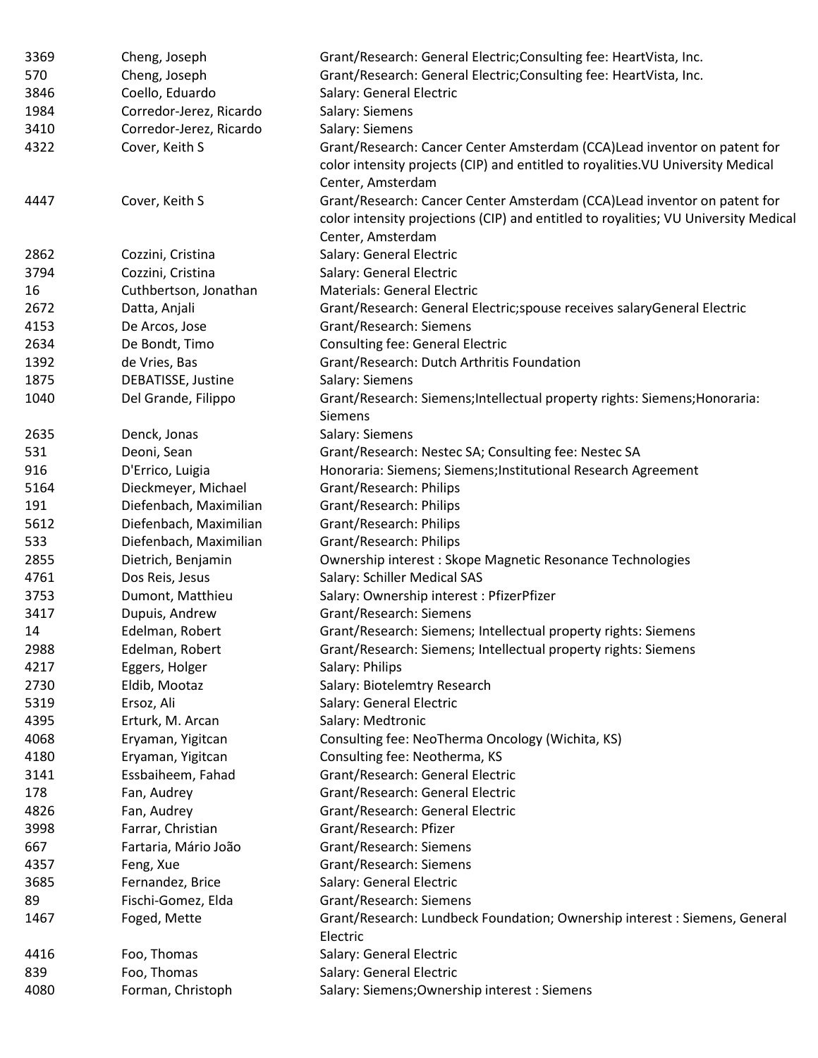| | | |
|---|---|---|
| 3369 | Cheng, Joseph | Grant/Research: General Electric;Consulting fee: HeartVista, Inc. |
| 570 | Cheng, Joseph | Grant/Research: General Electric;Consulting fee: HeartVista, Inc. |
| 3846 | Coello, Eduardo | Salary: General Electric |
| 1984 | Corredor-Jerez, Ricardo | Salary: Siemens |
| 3410 | Corredor-Jerez, Ricardo | Salary: Siemens |
| 4322 | Cover, Keith S | Grant/Research: Cancer Center Amsterdam (CCA)Lead inventor on patent for color intensity projects (CIP) and entitled to royalities.VU University Medical Center, Amsterdam |
| 4447 | Cover, Keith S | Grant/Research: Cancer Center Amsterdam (CCA)Lead inventor on patent for color intensity projections (CIP) and entitled to royalities; VU University Medical Center, Amsterdam |
| 2862 | Cozzini, Cristina | Salary: General Electric |
| 3794 | Cozzini, Cristina | Salary: General Electric |
| 16 | Cuthbertson, Jonathan | Materials: General Electric |
| 2672 | Datta, Anjali | Grant/Research: General Electric;spouse receives salaryGeneral Electric |
| 4153 | De Arcos, Jose | Grant/Research: Siemens |
| 2634 | De Bondt, Timo | Consulting fee: General Electric |
| 1392 | de Vries, Bas | Grant/Research: Dutch Arthritis Foundation |
| 1875 | DEBATISSE, Justine | Salary: Siemens |
| 1040 | Del Grande, Filippo | Grant/Research: Siemens;Intellectual property rights: Siemens;Honoraria: Siemens |
| 2635 | Denck, Jonas | Salary: Siemens |
| 531 | Deoni, Sean | Grant/Research: Nestec SA; Consulting fee: Nestec SA |
| 916 | D'Errico, Luigia | Honoraria: Siemens; Siemens;Institutional Research Agreement |
| 5164 | Dieckmeyer, Michael | Grant/Research: Philips |
| 191 | Diefenbach, Maximilian | Grant/Research: Philips |
| 5612 | Diefenbach, Maximilian | Grant/Research: Philips |
| 533 | Diefenbach, Maximilian | Grant/Research: Philips |
| 2855 | Dietrich, Benjamin | Ownership interest : Skope Magnetic Resonance Technologies |
| 4761 | Dos Reis, Jesus | Salary: Schiller Medical SAS |
| 3753 | Dumont, Matthieu | Salary: Ownership interest : PfizerPfizer |
| 3417 | Dupuis, Andrew | Grant/Research: Siemens |
| 14 | Edelman, Robert | Grant/Research: Siemens; Intellectual property rights: Siemens |
| 2988 | Edelman, Robert | Grant/Research: Siemens; Intellectual property rights: Siemens |
| 4217 | Eggers, Holger | Salary: Philips |
| 2730 | Eldib, Mootaz | Salary: Biotelemtry Research |
| 5319 | Ersoz, Ali | Salary: General Electric |
| 4395 | Erturk, M. Arcan | Salary: Medtronic |
| 4068 | Eryaman, Yigitcan | Consulting fee: NeoTherma Oncology (Wichita, KS) |
| 4180 | Eryaman, Yigitcan | Consulting fee: Neotherma, KS |
| 3141 | Essbaiheem, Fahad | Grant/Research: General Electric |
| 178 | Fan, Audrey | Grant/Research: General Electric |
| 4826 | Fan, Audrey | Grant/Research: General Electric |
| 3998 | Farrar, Christian | Grant/Research: Pfizer |
| 667 | Fartaria, Mário João | Grant/Research: Siemens |
| 4357 | Feng, Xue | Grant/Research: Siemens |
| 3685 | Fernandez, Brice | Salary: General Electric |
| 89 | Fischi-Gomez, Elda | Grant/Research: Siemens |
| 1467 | Foged, Mette | Grant/Research: Lundbeck Foundation; Ownership interest : Siemens, General Electric |
| 4416 | Foo, Thomas | Salary: General Electric |
| 839 | Foo, Thomas | Salary: General Electric |
| 4080 | Forman, Christoph | Salary: Siemens;Ownership interest : Siemens |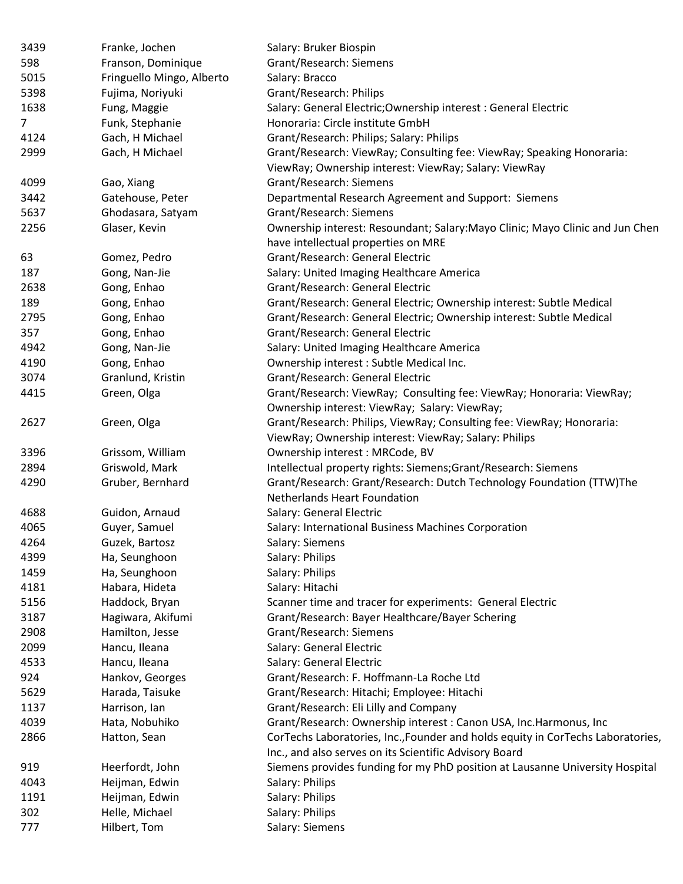| | | |
|---|---|---|
| 3439 | Franke, Jochen | Salary: Bruker Biospin |
| 598 | Franson, Dominique | Grant/Research: Siemens |
| 5015 | Fringuello Mingo, Alberto | Salary: Bracco |
| 5398 | Fujima, Noriyuki | Grant/Research: Philips |
| 1638 | Fung, Maggie | Salary: General Electric;Ownership interest : General Electric |
| 7 | Funk, Stephanie | Honoraria: Circle institute GmbH |
| 4124 | Gach, H Michael | Grant/Research: Philips; Salary: Philips |
| 2999 | Gach, H Michael | Grant/Research: ViewRay; Consulting fee: ViewRay; Speaking Honoraria: ViewRay; Ownership interest: ViewRay; Salary: ViewRay |
| 4099 | Gao, Xiang | Grant/Research: Siemens |
| 3442 | Gatehouse, Peter | Departmental Research Agreement and Support: Siemens |
| 5637 | Ghodasara, Satyam | Grant/Research: Siemens |
| 2256 | Glaser, Kevin | Ownership interest: Resoundant; Salary:Mayo Clinic; Mayo Clinic and Jun Chen have intellectual properties on MRE |
| 63 | Gomez, Pedro | Grant/Research: General Electric |
| 187 | Gong, Nan-Jie | Salary: United Imaging Healthcare America |
| 2638 | Gong, Enhao | Grant/Research: General Electric |
| 189 | Gong, Enhao | Grant/Research: General Electric; Ownership interest: Subtle Medical |
| 2795 | Gong, Enhao | Grant/Research: General Electric; Ownership interest: Subtle Medical |
| 357 | Gong, Enhao | Grant/Research: General Electric |
| 4942 | Gong, Nan-Jie | Salary: United Imaging Healthcare America |
| 4190 | Gong, Enhao | Ownership interest : Subtle Medical Inc. |
| 3074 | Granlund, Kristin | Grant/Research: General Electric |
| 4415 | Green, Olga | Grant/Research: ViewRay; Consulting fee: ViewRay; Honoraria: ViewRay; Ownership interest: ViewRay; Salary: ViewRay; |
| 2627 | Green, Olga | Grant/Research: Philips, ViewRay; Consulting fee: ViewRay; Honoraria: ViewRay; Ownership interest: ViewRay; Salary: Philips |
| 3396 | Grissom, William | Ownership interest : MRCode, BV |
| 2894 | Griswold, Mark | Intellectual property rights: Siemens;Grant/Research: Siemens |
| 4290 | Gruber, Bernhard | Grant/Research: Grant/Research: Dutch Technology Foundation (TTW)The Netherlands Heart Foundation |
| 4688 | Guidon, Arnaud | Salary: General Electric |
| 4065 | Guyer, Samuel | Salary: International Business Machines Corporation |
| 4264 | Guzek, Bartosz | Salary: Siemens |
| 4399 | Ha, Seunghoon | Salary: Philips |
| 1459 | Ha, Seunghoon | Salary: Philips |
| 4181 | Habara, Hideta | Salary: Hitachi |
| 5156 | Haddock, Bryan | Scanner time and tracer for experiments: General Electric |
| 3187 | Hagiwara, Akifumi | Grant/Research: Bayer Healthcare/Bayer Schering |
| 2908 | Hamilton, Jesse | Grant/Research: Siemens |
| 2099 | Hancu, Ileana | Salary: General Electric |
| 4533 | Hancu, Ileana | Salary: General Electric |
| 924 | Hankov, Georges | Grant/Research: F. Hoffmann-La Roche Ltd |
| 5629 | Harada, Taisuke | Grant/Research: Hitachi; Employee: Hitachi |
| 1137 | Harrison, Ian | Grant/Research: Eli Lilly and Company |
| 4039 | Hata, Nobuhiko | Grant/Research: Ownership interest : Canon USA, Inc.Harmonus, Inc |
| 2866 | Hatton, Sean | CorTechs Laboratories, Inc.,Founder and holds equity in CorTechs Laboratories, Inc., and also serves on its Scientific Advisory Board |
| 919 | Heerfordt, John | Siemens provides funding for my PhD position at Lausanne University Hospital |
| 4043 | Heijman, Edwin | Salary: Philips |
| 1191 | Heijman, Edwin | Salary: Philips |
| 302 | Helle, Michael | Salary: Philips |
| 777 | Hilbert, Tom | Salary: Siemens |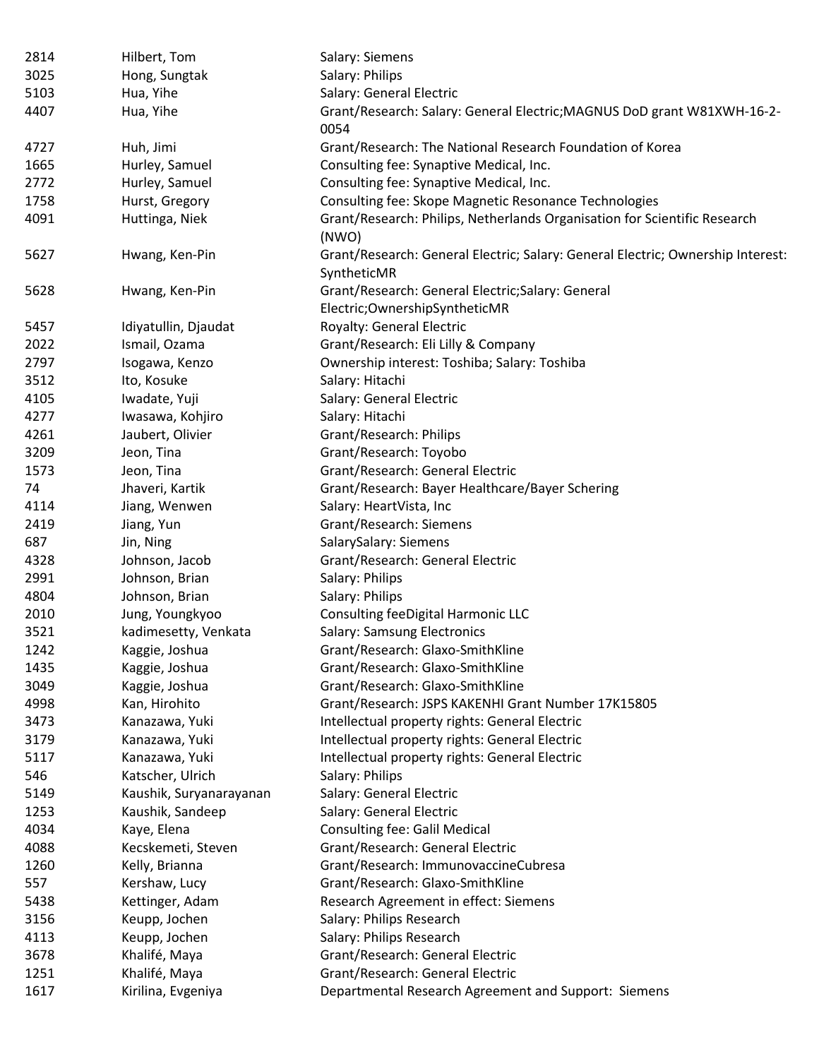| | | |
|---|---|---|
| 2814 | Hilbert, Tom | Salary: Siemens |
| 3025 | Hong, Sungtak | Salary: Philips |
| 5103 | Hua, Yihe | Salary: General Electric |
| 4407 | Hua, Yihe | Grant/Research: Salary: General Electric;MAGNUS DoD grant W81XWH-16-2-0054 |
| 4727 | Huh, Jimi | Grant/Research: The National Research Foundation of Korea |
| 1665 | Hurley, Samuel | Consulting fee: Synaptive Medical, Inc. |
| 2772 | Hurley, Samuel | Consulting fee: Synaptive Medical, Inc. |
| 1758 | Hurst, Gregory | Consulting fee: Skope Magnetic Resonance Technologies |
| 4091 | Huttinga, Niek | Grant/Research: Philips, Netherlands Organisation for Scientific Research (NWO) |
| 5627 | Hwang, Ken-Pin | Grant/Research: General Electric; Salary: General Electric; Ownership Interest: SyntheticMR |
| 5628 | Hwang, Ken-Pin | Grant/Research: General Electric;Salary: General Electric;OwnershipSyntheticMR |
| 5457 | Idiyatullin, Djaudat | Royalty: General Electric |
| 2022 | Ismail, Ozama | Grant/Research: Eli Lilly & Company |
| 2797 | Isogawa, Kenzo | Ownership interest: Toshiba; Salary: Toshiba |
| 3512 | Ito, Kosuke | Salary: Hitachi |
| 4105 | Iwadate, Yuji | Salary: General Electric |
| 4277 | Iwasawa, Kohjiro | Salary: Hitachi |
| 4261 | Jaubert, Olivier | Grant/Research: Philips |
| 3209 | Jeon, Tina | Grant/Research: Toyobo |
| 1573 | Jeon, Tina | Grant/Research: General Electric |
| 74 | Jhaveri, Kartik | Grant/Research: Bayer Healthcare/Bayer Schering |
| 4114 | Jiang, Wenwen | Salary: HeartVista, Inc |
| 2419 | Jiang, Yun | Grant/Research: Siemens |
| 687 | Jin, Ning | SalarySalary: Siemens |
| 4328 | Johnson, Jacob | Grant/Research: General Electric |
| 2991 | Johnson, Brian | Salary: Philips |
| 4804 | Johnson, Brian | Salary: Philips |
| 2010 | Jung, Youngkyoo | Consulting feeDigital Harmonic LLC |
| 3521 | kadimesetty, Venkata | Salary: Samsung Electronics |
| 1242 | Kaggie, Joshua | Grant/Research: Glaxo-SmithKline |
| 1435 | Kaggie, Joshua | Grant/Research: Glaxo-SmithKline |
| 3049 | Kaggie, Joshua | Grant/Research: Glaxo-SmithKline |
| 4998 | Kan, Hirohito | Grant/Research: JSPS KAKENHI Grant Number 17K15805 |
| 3473 | Kanazawa, Yuki | Intellectual property rights: General Electric |
| 3179 | Kanazawa, Yuki | Intellectual property rights: General Electric |
| 5117 | Kanazawa, Yuki | Intellectual property rights: General Electric |
| 546 | Katscher, Ulrich | Salary: Philips |
| 5149 | Kaushik, Suryanarayanan | Salary: General Electric |
| 1253 | Kaushik, Sandeep | Salary: General Electric |
| 4034 | Kaye, Elena | Consulting fee: Galil Medical |
| 4088 | Kecskemeti, Steven | Grant/Research: General Electric |
| 1260 | Kelly, Brianna | Grant/Research: ImmunovaccineCubresa |
| 557 | Kershaw, Lucy | Grant/Research: Glaxo-SmithKline |
| 5438 | Kettinger, Adam | Research Agreement in effect: Siemens |
| 3156 | Keupp, Jochen | Salary: Philips Research |
| 4113 | Keupp, Jochen | Salary: Philips Research |
| 3678 | Khalifé, Maya | Grant/Research: General Electric |
| 1251 | Khalifé, Maya | Grant/Research: General Electric |
| 1617 | Kirilina, Evgeniya | Departmental Research Agreement and Support: Siemens |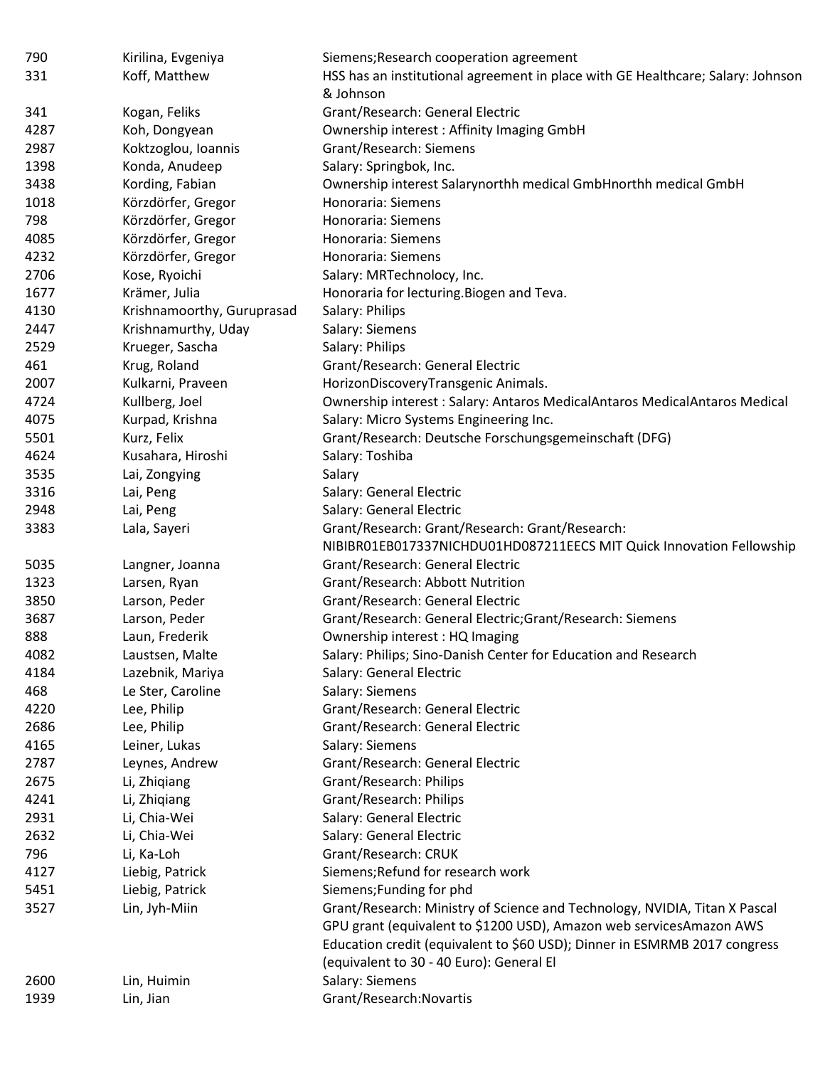| | | |
|---|---|---|
| 790 | Kirilina, Evgeniya | Siemens;Research cooperation agreement |
| 331 | Koff, Matthew | HSS has an institutional agreement in place with GE Healthcare; Salary: Johnson & Johnson |
| 341 | Kogan, Feliks | Grant/Research: General Electric |
| 4287 | Koh, Dongyean | Ownership interest : Affinity Imaging GmbH |
| 2987 | Koktzoglou, Ioannis | Grant/Research: Siemens |
| 1398 | Konda, Anudeep | Salary: Springbok, Inc. |
| 3438 | Kording, Fabian | Ownership interest Salarynorthh medical GmbHnorthh medical GmbH |
| 1018 | Körzdörfer, Gregor | Honoraria: Siemens |
| 798 | Körzdörfer, Gregor | Honoraria: Siemens |
| 4085 | Körzdörfer, Gregor | Honoraria: Siemens |
| 4232 | Körzdörfer, Gregor | Honoraria: Siemens |
| 2706 | Kose, Ryoichi | Salary: MRTechnolocy, Inc. |
| 1677 | Krämer, Julia | Honoraria for lecturing.Biogen and Teva. |
| 4130 | Krishnamoorthy, Guruprasad | Salary: Philips |
| 2447 | Krishnamurthy, Uday | Salary: Siemens |
| 2529 | Krueger, Sascha | Salary: Philips |
| 461 | Krug, Roland | Grant/Research: General Electric |
| 2007 | Kulkarni, Praveen | HorizonDiscoveryTransgenic Animals. |
| 4724 | Kullberg, Joel | Ownership interest : Salary: Antaros MedicalAntaros MedicalAntaros Medical |
| 4075 | Kurpad, Krishna | Salary: Micro Systems Engineering Inc. |
| 5501 | Kurz, Felix | Grant/Research: Deutsche Forschungsgemeinschaft (DFG) |
| 4624 | Kusahara, Hiroshi | Salary: Toshiba |
| 3535 | Lai, Zongying | Salary |
| 3316 | Lai, Peng | Salary: General Electric |
| 2948 | Lai, Peng | Salary: General Electric |
| 3383 | Lala, Sayeri | Grant/Research: Grant/Research: Grant/Research: NIBIBR01EB017337NICHDU01HD087211EECS MIT Quick Innovation Fellowship |
| 5035 | Langner, Joanna | Grant/Research: General Electric |
| 1323 | Larsen, Ryan | Grant/Research: Abbott Nutrition |
| 3850 | Larson, Peder | Grant/Research: General Electric |
| 3687 | Larson, Peder | Grant/Research: General Electric;Grant/Research: Siemens |
| 888 | Laun, Frederik | Ownership interest : HQ Imaging |
| 4082 | Laustsen, Malte | Salary: Philips; Sino-Danish Center for Education and Research |
| 4184 | Lazebnik, Mariya | Salary: General Electric |
| 468 | Le Ster, Caroline | Salary: Siemens |
| 4220 | Lee, Philip | Grant/Research: General Electric |
| 2686 | Lee, Philip | Grant/Research: General Electric |
| 4165 | Leiner, Lukas | Salary: Siemens |
| 2787 | Leynes, Andrew | Grant/Research: General Electric |
| 2675 | Li, Zhiqiang | Grant/Research: Philips |
| 4241 | Li, Zhiqiang | Grant/Research: Philips |
| 2931 | Li, Chia-Wei | Salary: General Electric |
| 2632 | Li, Chia-Wei | Salary: General Electric |
| 796 | Li, Ka-Loh | Grant/Research: CRUK |
| 4127 | Liebig, Patrick | Siemens;Refund for research work |
| 5451 | Liebig, Patrick | Siemens;Funding for phd |
| 3527 | Lin, Jyh-Miin | Grant/Research: Ministry of Science and Technology, NVIDIA, Titan X Pascal GPU grant (equivalent to $1200 USD), Amazon web servicesAmazon AWS Education credit (equivalent to $60 USD); Dinner in ESMRMB 2017 congress (equivalent to 30 - 40 Euro): General El |
| 2600 | Lin, Huimin | Salary: Siemens |
| 1939 | Lin, Jian | Grant/Research:Novartis |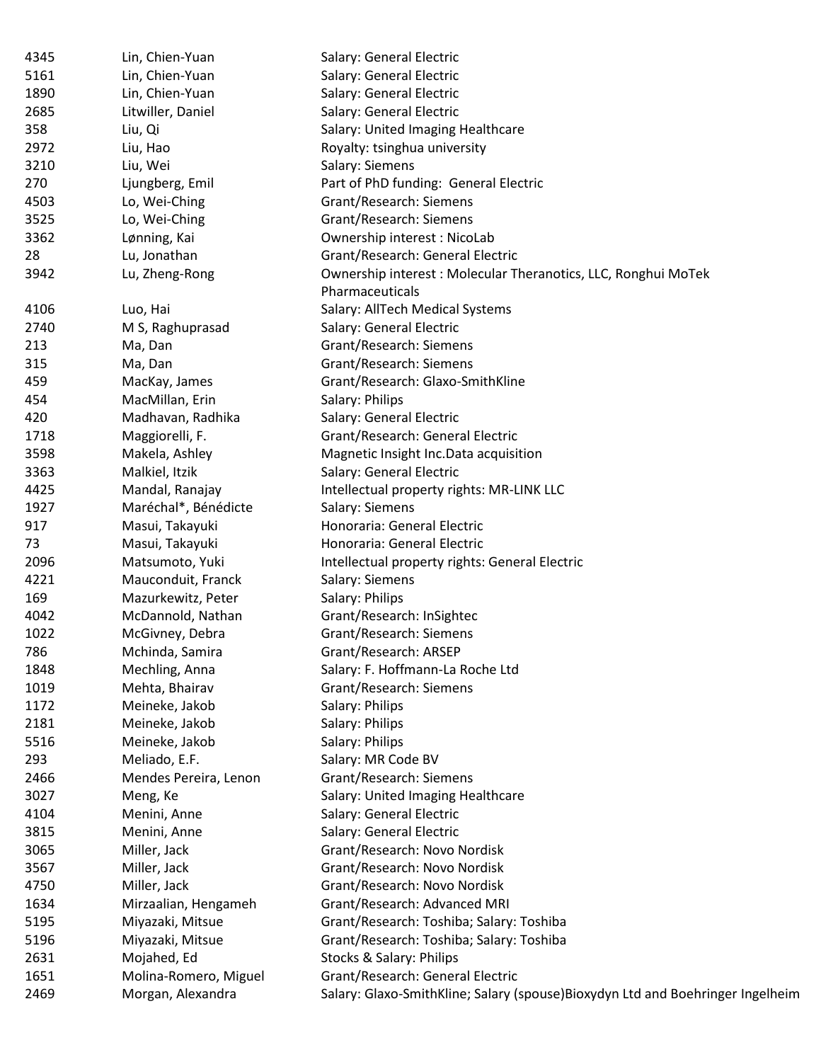| | | |
|---|---|---|
| 4345 | Lin, Chien-Yuan | Salary: General Electric |
| 5161 | Lin, Chien-Yuan | Salary: General Electric |
| 1890 | Lin, Chien-Yuan | Salary: General Electric |
| 2685 | Litwiller, Daniel | Salary: General Electric |
| 358 | Liu, Qi | Salary: United Imaging Healthcare |
| 2972 | Liu, Hao | Royalty: tsinghua university |
| 3210 | Liu, Wei | Salary: Siemens |
| 270 | Ljungberg, Emil | Part of PhD funding: General Electric |
| 4503 | Lo, Wei-Ching | Grant/Research: Siemens |
| 3525 | Lo, Wei-Ching | Grant/Research: Siemens |
| 3362 | Lønning, Kai | Ownership interest : NicoLab |
| 28 | Lu, Jonathan | Grant/Research: General Electric |
| 3942 | Lu, Zheng-Rong | Ownership interest : Molecular Theranotics, LLC, Ronghui MoTek Pharmaceuticals |
| 4106 | Luo, Hai | Salary: AllTech Medical Systems |
| 2740 | M S, Raghuprasad | Salary: General Electric |
| 213 | Ma, Dan | Grant/Research: Siemens |
| 315 | Ma, Dan | Grant/Research: Siemens |
| 459 | MacKay, James | Grant/Research: Glaxo-SmithKline |
| 454 | MacMillan, Erin | Salary: Philips |
| 420 | Madhavan, Radhika | Salary: General Electric |
| 1718 | Maggiorelli, F. | Grant/Research: General Electric |
| 3598 | Makela, Ashley | Magnetic Insight Inc.Data acquisition |
| 3363 | Malkiel, Itzik | Salary: General Electric |
| 4425 | Mandal, Ranajay | Intellectual property rights: MR-LINK LLC |
| 1927 | Maréchal*, Bénédicte | Salary: Siemens |
| 917 | Masui, Takayuki | Honoraria: General Electric |
| 73 | Masui, Takayuki | Honoraria: General Electric |
| 2096 | Matsumoto, Yuki | Intellectual property rights: General Electric |
| 4221 | Mauconduit, Franck | Salary: Siemens |
| 169 | Mazurkewitz, Peter | Salary: Philips |
| 4042 | McDannold, Nathan | Grant/Research: InSightec |
| 1022 | McGivney, Debra | Grant/Research: Siemens |
| 786 | Mchinda, Samira | Grant/Research: ARSEP |
| 1848 | Mechling, Anna | Salary: F. Hoffmann-La Roche Ltd |
| 1019 | Mehta, Bhairav | Grant/Research: Siemens |
| 1172 | Meineke, Jakob | Salary: Philips |
| 2181 | Meineke, Jakob | Salary: Philips |
| 5516 | Meineke, Jakob | Salary: Philips |
| 293 | Meliado, E.F. | Salary: MR Code BV |
| 2466 | Mendes Pereira, Lenon | Grant/Research: Siemens |
| 3027 | Meng, Ke | Salary: United Imaging Healthcare |
| 4104 | Menini, Anne | Salary: General Electric |
| 3815 | Menini, Anne | Salary: General Electric |
| 3065 | Miller, Jack | Grant/Research: Novo Nordisk |
| 3567 | Miller, Jack | Grant/Research: Novo Nordisk |
| 4750 | Miller, Jack | Grant/Research: Novo Nordisk |
| 1634 | Mirzaalian, Hengameh | Grant/Research: Advanced MRI |
| 5195 | Miyazaki, Mitsue | Grant/Research: Toshiba; Salary: Toshiba |
| 5196 | Miyazaki, Mitsue | Grant/Research: Toshiba; Salary: Toshiba |
| 2631 | Mojahed, Ed | Stocks & Salary: Philips |
| 1651 | Molina-Romero, Miguel | Grant/Research: General Electric |
| 2469 | Morgan, Alexandra | Salary: Glaxo-SmithKline; Salary (spouse)Bioxydyn Ltd and Boehringer Ingelheim |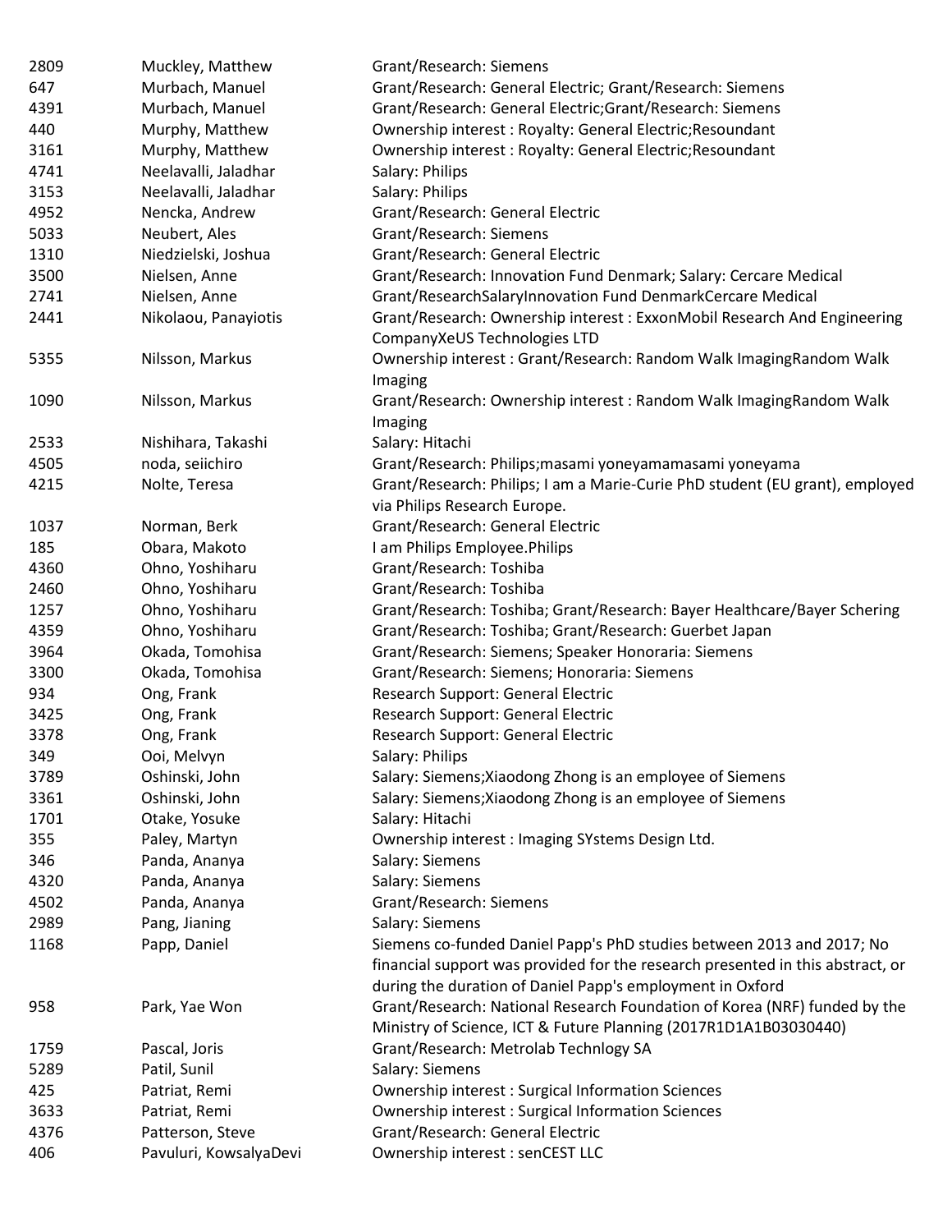| | | |
|---|---|---|
| 2809 | Muckley, Matthew | Grant/Research: Siemens |
| 647 | Murbach, Manuel | Grant/Research: General Electric; Grant/Research: Siemens |
| 4391 | Murbach, Manuel | Grant/Research: General Electric;Grant/Research: Siemens |
| 440 | Murphy, Matthew | Ownership interest : Royalty: General Electric;Resoundant |
| 3161 | Murphy, Matthew | Ownership interest : Royalty: General Electric;Resoundant |
| 4741 | Neelavalli, Jaladhar | Salary: Philips |
| 3153 | Neelavalli, Jaladhar | Salary: Philips |
| 4952 | Nencka, Andrew | Grant/Research: General Electric |
| 5033 | Neubert, Ales | Grant/Research: Siemens |
| 1310 | Niedzielski, Joshua | Grant/Research: General Electric |
| 3500 | Nielsen, Anne | Grant/Research: Innovation Fund Denmark; Salary: Cercare Medical |
| 2741 | Nielsen, Anne | Grant/ResearchSalaryInnovation Fund DenmarkCercare Medical |
| 2441 | Nikolaou, Panayiotis | Grant/Research: Ownership interest : ExxonMobil Research And Engineering CompanyXeUS Technologies LTD |
| 5355 | Nilsson, Markus | Ownership interest : Grant/Research: Random Walk ImagingRandom Walk Imaging |
| 1090 | Nilsson, Markus | Grant/Research: Ownership interest : Random Walk ImagingRandom Walk Imaging |
| 2533 | Nishihara, Takashi | Salary: Hitachi |
| 4505 | noda, seiichiro | Grant/Research: Philips;masami yoneyamamasami yoneyama |
| 4215 | Nolte, Teresa | Grant/Research: Philips; I am a Marie-Curie PhD student (EU grant), employed via Philips Research Europe. |
| 1037 | Norman, Berk | Grant/Research: General Electric |
| 185 | Obara, Makoto | I am Philips Employee.Philips |
| 4360 | Ohno, Yoshiharu | Grant/Research: Toshiba |
| 2460 | Ohno, Yoshiharu | Grant/Research: Toshiba |
| 1257 | Ohno, Yoshiharu | Grant/Research: Toshiba; Grant/Research: Bayer Healthcare/Bayer Schering |
| 4359 | Ohno, Yoshiharu | Grant/Research: Toshiba; Grant/Research: Guerbet Japan |
| 3964 | Okada, Tomohisa | Grant/Research: Siemens; Speaker Honoraria: Siemens |
| 3300 | Okada, Tomohisa | Grant/Research: Siemens; Honoraria: Siemens |
| 934 | Ong, Frank | Research Support: General Electric |
| 3425 | Ong, Frank | Research Support: General Electric |
| 3378 | Ong, Frank | Research Support: General Electric |
| 349 | Ooi, Melvyn | Salary: Philips |
| 3789 | Oshinski, John | Salary: Siemens;Xiaodong Zhong is an employee of Siemens |
| 3361 | Oshinski, John | Salary: Siemens;Xiaodong Zhong is an employee of Siemens |
| 1701 | Otake, Yosuke | Salary: Hitachi |
| 355 | Paley, Martyn | Ownership interest : Imaging SYstems Design Ltd. |
| 346 | Panda, Ananya | Salary: Siemens |
| 4320 | Panda, Ananya | Salary: Siemens |
| 4502 | Panda, Ananya | Grant/Research: Siemens |
| 2989 | Pang, Jianing | Salary: Siemens |
| 1168 | Papp, Daniel | Siemens co-funded Daniel Papp's PhD studies between 2013 and 2017; No financial support was provided for the research presented in this abstract, or during the duration of Daniel Papp's employment in Oxford |
| 958 | Park, Yae Won | Grant/Research: National Research Foundation of Korea (NRF) funded by the Ministry of Science, ICT & Future Planning (2017R1D1A1B03030440) |
| 1759 | Pascal, Joris | Grant/Research: Metrolab Technlogy SA |
| 5289 | Patil, Sunil | Salary: Siemens |
| 425 | Patriat, Remi | Ownership interest : Surgical Information Sciences |
| 3633 | Patriat, Remi | Ownership interest : Surgical Information Sciences |
| 4376 | Patterson, Steve | Grant/Research: General Electric |
| 406 | Pavuluri, KowsalyaDevi | Ownership interest : senCEST LLC |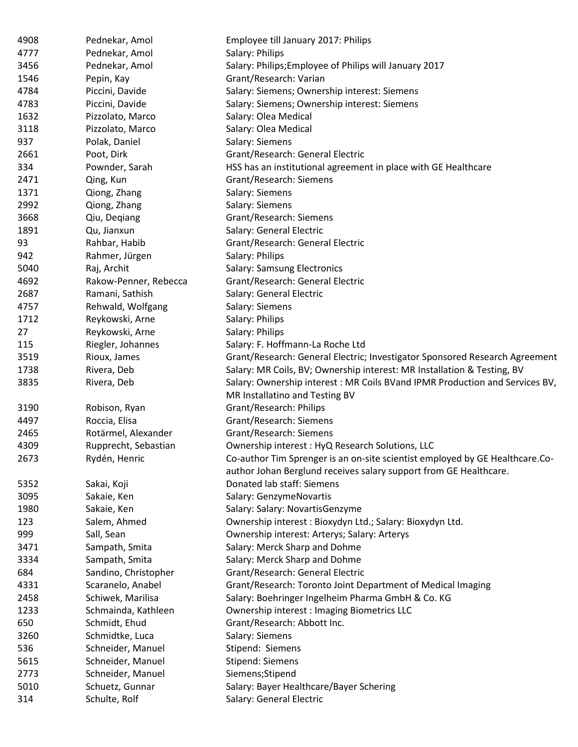| | | |
|---|---|---|
| 4908 | Pednekar, Amol | Employee till January 2017: Philips |
| 4777 | Pednekar, Amol | Salary: Philips |
| 3456 | Pednekar, Amol | Salary: Philips;Employee of Philips will January 2017 |
| 1546 | Pepin, Kay | Grant/Research: Varian |
| 4784 | Piccini, Davide | Salary: Siemens; Ownership interest: Siemens |
| 4783 | Piccini, Davide | Salary: Siemens; Ownership interest: Siemens |
| 1632 | Pizzolato, Marco | Salary: Olea Medical |
| 3118 | Pizzolato, Marco | Salary: Olea Medical |
| 937 | Polak, Daniel | Salary: Siemens |
| 2661 | Poot, Dirk | Grant/Research: General Electric |
| 334 | Pownder, Sarah | HSS has an institutional agreement in place with GE Healthcare |
| 2471 | Qing, Kun | Grant/Research: Siemens |
| 1371 | Qiong, Zhang | Salary: Siemens |
| 2992 | Qiong, Zhang | Salary: Siemens |
| 3668 | Qiu, Deqiang | Grant/Research: Siemens |
| 1891 | Qu, Jianxun | Salary: General Electric |
| 93 | Rahbar, Habib | Grant/Research: General Electric |
| 942 | Rahmer, Jürgen | Salary: Philips |
| 5040 | Raj, Archit | Salary: Samsung Electronics |
| 4692 | Rakow-Penner, Rebecca | Grant/Research: General Electric |
| 2687 | Ramani, Sathish | Salary: General Electric |
| 4757 | Rehwald, Wolfgang | Salary: Siemens |
| 1712 | Reykowski, Arne | Salary: Philips |
| 27 | Reykowski, Arne | Salary: Philips |
| 115 | Riegler, Johannes | Salary: F. Hoffmann-La Roche Ltd |
| 3519 | Rioux, James | Grant/Research: General Electric; Investigator Sponsored Research Agreement |
| 1738 | Rivera, Deb | Salary: MR Coils, BV; Ownership interest: MR Installation & Testing, BV |
| 3835 | Rivera, Deb | Salary: Ownership interest : MR Coils BVand IPMR Production and Services BV, MR Installatino and Testing BV |
| 3190 | Robison, Ryan | Grant/Research: Philips |
| 4497 | Roccia, Elisa | Grant/Research: Siemens |
| 2465 | Rotärmel, Alexander | Grant/Research: Siemens |
| 4309 | Rupprecht, Sebastian | Ownership interest : HyQ Research Solutions, LLC |
| 2673 | Rydén, Henric | Co-author Tim Sprenger is an on-site scientist employed by GE Healthcare.Co-author Johan Berglund receives salary support from GE Healthcare. |
| 5352 | Sakai, Koji | Donated lab staff: Siemens |
| 3095 | Sakaie, Ken | Salary: GenzymeNovartis |
| 1980 | Sakaie, Ken | Salary: Salary: NovartisGenzyme |
| 123 | Salem, Ahmed | Ownership interest : Bioxydyn Ltd.; Salary: Bioxydyn Ltd. |
| 999 | Sall, Sean | Ownership interest: Arterys; Salary: Arterys |
| 3471 | Sampath, Smita | Salary: Merck Sharp and Dohme |
| 3334 | Sampath, Smita | Salary: Merck Sharp and Dohme |
| 684 | Sandino, Christopher | Grant/Research: General Electric |
| 4331 | Scaranelo, Anabel | Grant/Research: Toronto Joint Department of Medical Imaging |
| 2458 | Schiwek, Marilisa | Salary: Boehringer Ingelheim Pharma GmbH & Co. KG |
| 1233 | Schmainda, Kathleen | Ownership interest : Imaging Biometrics LLC |
| 650 | Schmidt, Ehud | Grant/Research: Abbott Inc. |
| 3260 | Schmidtke, Luca | Salary: Siemens |
| 536 | Schneider, Manuel | Stipend: Siemens |
| 5615 | Schneider, Manuel | Stipend: Siemens |
| 2773 | Schneider, Manuel | Siemens;Stipend |
| 5010 | Schuetz, Gunnar | Salary: Bayer Healthcare/Bayer Schering |
| 314 | Schulte, Rolf | Salary: General Electric |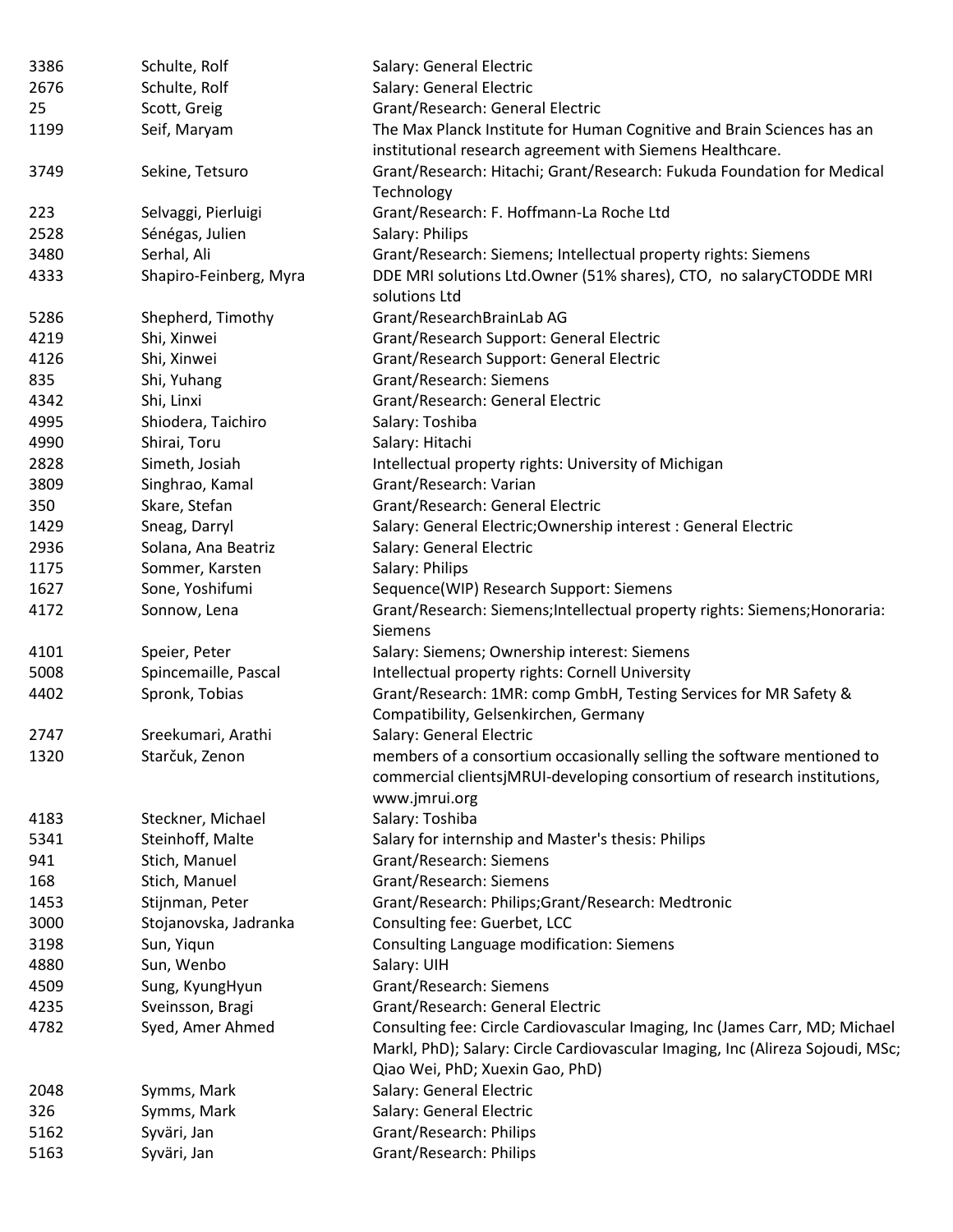| | | |
|---|---|---|
| 3386 | Schulte, Rolf | Salary: General Electric |
| 2676 | Schulte, Rolf | Salary: General Electric |
| 25 | Scott, Greig | Grant/Research: General Electric |
| 1199 | Seif, Maryam | The Max Planck Institute for Human Cognitive and Brain Sciences has an institutional research agreement with Siemens Healthcare. |
| 3749 | Sekine, Tetsuro | Grant/Research: Hitachi; Grant/Research: Fukuda Foundation for Medical Technology |
| 223 | Selvaggi, Pierluigi | Grant/Research: F. Hoffmann-La Roche Ltd |
| 2528 | Sénégas, Julien | Salary: Philips |
| 3480 | Serhal, Ali | Grant/Research: Siemens; Intellectual property rights: Siemens |
| 4333 | Shapiro-Feinberg, Myra | DDE MRI solutions Ltd.Owner (51% shares), CTO,  no salaryCTODDE MRI solutions Ltd |
| 5286 | Shepherd, Timothy | Grant/ResearchBrainLab AG |
| 4219 | Shi, Xinwei | Grant/Research Support: General Electric |
| 4126 | Shi, Xinwei | Grant/Research Support: General Electric |
| 835 | Shi, Yuhang | Grant/Research: Siemens |
| 4342 | Shi, Linxi | Grant/Research: General Electric |
| 4995 | Shiodera, Taichiro | Salary: Toshiba |
| 4990 | Shirai, Toru | Salary: Hitachi |
| 2828 | Simeth, Josiah | Intellectual property rights: University of Michigan |
| 3809 | Singhrao, Kamal | Grant/Research: Varian |
| 350 | Skare, Stefan | Grant/Research: General Electric |
| 1429 | Sneag, Darryl | Salary: General Electric;Ownership interest : General Electric |
| 2936 | Solana, Ana Beatriz | Salary: General Electric |
| 1175 | Sommer, Karsten | Salary: Philips |
| 1627 | Sone, Yoshifumi | Sequence(WIP) Research Support: Siemens |
| 4172 | Sonnow, Lena | Grant/Research: Siemens;Intellectual property rights: Siemens;Honoraria: Siemens |
| 4101 | Speier, Peter | Salary: Siemens; Ownership interest: Siemens |
| 5008 | Spincemaille, Pascal | Intellectual property rights: Cornell University |
| 4402 | Spronk, Tobias | Grant/Research: 1MR: comp GmbH, Testing Services for MR Safety & Compatibility, Gelsenkirchen, Germany |
| 2747 | Sreekumari, Arathi | Salary: General Electric |
| 1320 | Starčuk, Zenon | members of a consortium occasionally selling the software mentioned to commercial clientsjMRUI-developing consortium of research institutions, www.jmrui.org |
| 4183 | Steckner, Michael | Salary: Toshiba |
| 5341 | Steinhoff, Malte | Salary for internship and Master's thesis: Philips |
| 941 | Stich, Manuel | Grant/Research: Siemens |
| 168 | Stich, Manuel | Grant/Research: Siemens |
| 1453 | Stijnman, Peter | Grant/Research: Philips;Grant/Research: Medtronic |
| 3000 | Stojanovska, Jadranka | Consulting fee: Guerbet, LCC |
| 3198 | Sun, Yiqun | Consulting Language modification: Siemens |
| 4880 | Sun, Wenbo | Salary: UIH |
| 4509 | Sung, KyungHyun | Grant/Research: Siemens |
| 4235 | Sveinsson, Bragi | Grant/Research: General Electric |
| 4782 | Syed, Amer Ahmed | Consulting fee: Circle Cardiovascular Imaging, Inc (James Carr, MD; Michael Markl, PhD); Salary: Circle Cardiovascular Imaging, Inc (Alireza Sojoudi, MSc; Qiao Wei, PhD; Xuexin Gao, PhD) |
| 2048 | Symms, Mark | Salary: General Electric |
| 326 | Symms, Mark | Salary: General Electric |
| 5162 | Syväri, Jan | Grant/Research: Philips |
| 5163 | Syväri, Jan | Grant/Research: Philips |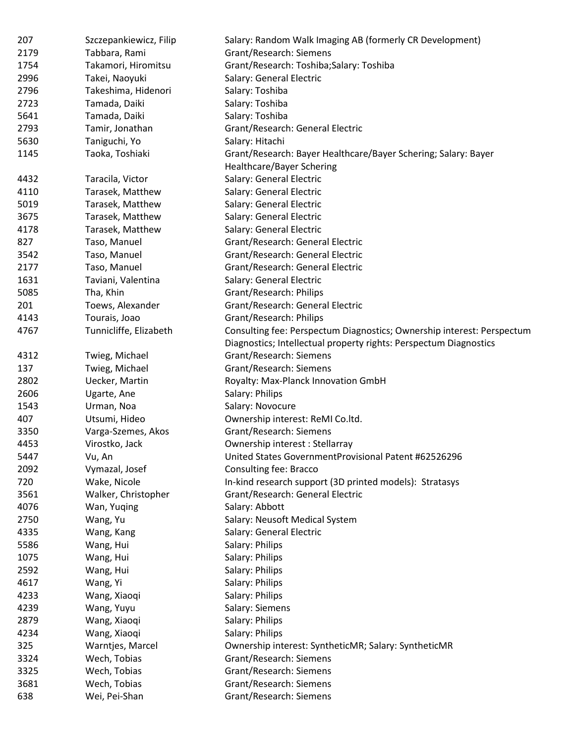| | | |
|---|---|---|
| 207 | Szczepankiewicz, Filip | Salary: Random Walk Imaging AB (formerly CR Development) |
| 2179 | Tabbara, Rami | Grant/Research: Siemens |
| 1754 | Takamori, Hiromitsu | Grant/Research: Toshiba;Salary: Toshiba |
| 2996 | Takei, Naoyuki | Salary: General Electric |
| 2796 | Takeshima, Hidenori | Salary: Toshiba |
| 2723 | Tamada, Daiki | Salary: Toshiba |
| 5641 | Tamada, Daiki | Salary: Toshiba |
| 2793 | Tamir, Jonathan | Grant/Research: General Electric |
| 5630 | Taniguchi, Yo | Salary: Hitachi |
| 1145 | Taoka, Toshiaki | Grant/Research: Bayer Healthcare/Bayer Schering; Salary: Bayer Healthcare/Bayer Schering |
| 4432 | Taracila, Victor | Salary: General Electric |
| 4110 | Tarasek, Matthew | Salary: General Electric |
| 5019 | Tarasek, Matthew | Salary: General Electric |
| 3675 | Tarasek, Matthew | Salary: General Electric |
| 4178 | Tarasek, Matthew | Salary: General Electric |
| 827 | Taso, Manuel | Grant/Research: General Electric |
| 3542 | Taso, Manuel | Grant/Research: General Electric |
| 2177 | Taso, Manuel | Grant/Research: General Electric |
| 1631 | Taviani, Valentina | Salary: General Electric |
| 5085 | Tha, Khin | Grant/Research: Philips |
| 201 | Toews, Alexander | Grant/Research: General Electric |
| 4143 | Tourais, Joao | Grant/Research: Philips |
| 4767 | Tunnicliffe, Elizabeth | Consulting fee: Perspectum Diagnostics; Ownership interest: Perspectum Diagnostics; Intellectual property rights: Perspectum Diagnostics |
| 4312 | Twieg, Michael | Grant/Research: Siemens |
| 137 | Twieg, Michael | Grant/Research: Siemens |
| 2802 | Uecker, Martin | Royalty: Max-Planck Innovation GmbH |
| 2606 | Ugarte, Ane | Salary: Philips |
| 1543 | Urman, Noa | Salary: Novocure |
| 407 | Utsumi, Hideo | Ownership interest: ReMI Co.ltd. |
| 3350 | Varga-Szemes, Akos | Grant/Research: Siemens |
| 4453 | Virostko, Jack | Ownership interest : Stellarray |
| 5447 | Vu, An | United States GovernmentProvisional Patent #62526296 |
| 2092 | Vymazal, Josef | Consulting fee: Bracco |
| 720 | Wake, Nicole | In-kind research support (3D printed models): Stratasys |
| 3561 | Walker, Christopher | Grant/Research: General Electric |
| 4076 | Wan, Yuqing | Salary: Abbott |
| 2750 | Wang, Yu | Salary: Neusoft Medical System |
| 4335 | Wang, Kang | Salary: General Electric |
| 5586 | Wang, Hui | Salary: Philips |
| 1075 | Wang, Hui | Salary: Philips |
| 2592 | Wang, Hui | Salary: Philips |
| 4617 | Wang, Yi | Salary: Philips |
| 4233 | Wang, Xiaoqi | Salary: Philips |
| 4239 | Wang, Yuyu | Salary: Siemens |
| 2879 | Wang, Xiaoqi | Salary: Philips |
| 4234 | Wang, Xiaoqi | Salary: Philips |
| 325 | Warntjes, Marcel | Ownership interest: SyntheticMR; Salary: SyntheticMR |
| 3324 | Wech, Tobias | Grant/Research: Siemens |
| 3325 | Wech, Tobias | Grant/Research: Siemens |
| 3681 | Wech, Tobias | Grant/Research: Siemens |
| 638 | Wei, Pei-Shan | Grant/Research: Siemens |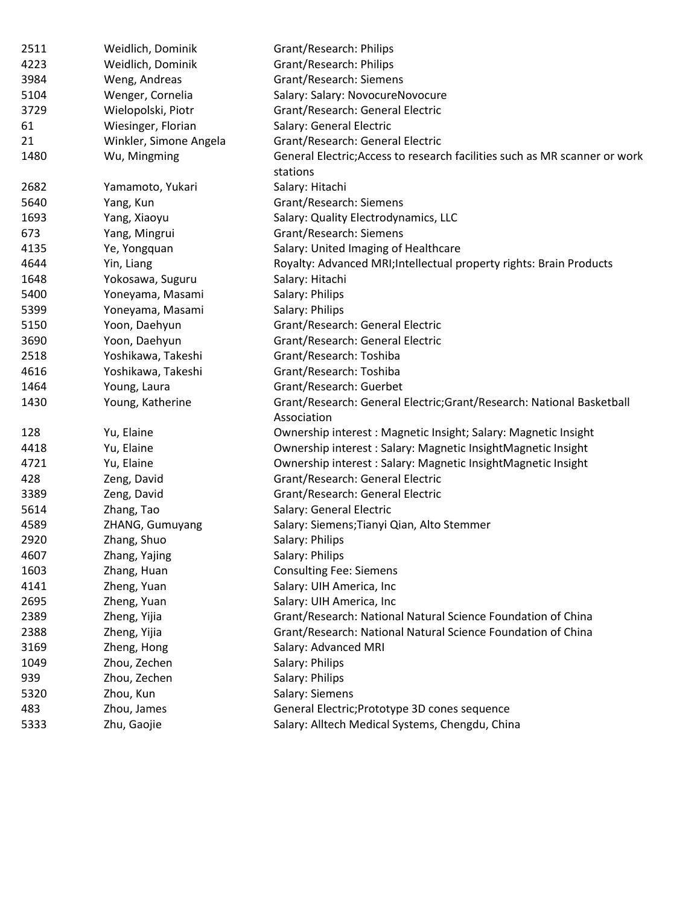| | | |
|---|---|---|
| 2511 | Weidlich, Dominik | Grant/Research: Philips |
| 4223 | Weidlich, Dominik | Grant/Research: Philips |
| 3984 | Weng, Andreas | Grant/Research: Siemens |
| 5104 | Wenger, Cornelia | Salary: Salary: NovocureNovocure |
| 3729 | Wielopolski, Piotr | Grant/Research: General Electric |
| 61 | Wiesinger, Florian | Salary: General Electric |
| 21 | Winkler, Simone Angela | Grant/Research: General Electric |
| 1480 | Wu, Mingming | General Electric;Access to research facilities such as MR scanner or work stations |
| 2682 | Yamamoto, Yukari | Salary: Hitachi |
| 5640 | Yang, Kun | Grant/Research: Siemens |
| 1693 | Yang, Xiaoyu | Salary: Quality Electrodynamics, LLC |
| 673 | Yang, Mingrui | Grant/Research: Siemens |
| 4135 | Ye, Yongquan | Salary: United Imaging of Healthcare |
| 4644 | Yin, Liang | Royalty: Advanced MRI;Intellectual property rights: Brain Products |
| 1648 | Yokosawa, Suguru | Salary: Hitachi |
| 5400 | Yoneyama, Masami | Salary: Philips |
| 5399 | Yoneyama, Masami | Salary: Philips |
| 5150 | Yoon, Daehyun | Grant/Research: General Electric |
| 3690 | Yoon, Daehyun | Grant/Research: General Electric |
| 2518 | Yoshikawa, Takeshi | Grant/Research: Toshiba |
| 4616 | Yoshikawa, Takeshi | Grant/Research: Toshiba |
| 1464 | Young, Laura | Grant/Research: Guerbet |
| 1430 | Young, Katherine | Grant/Research: General Electric;Grant/Research: National Basketball Association |
| 128 | Yu, Elaine | Ownership interest : Magnetic Insight; Salary: Magnetic Insight |
| 4418 | Yu, Elaine | Ownership interest : Salary: Magnetic InsightMagnetic Insight |
| 4721 | Yu, Elaine | Ownership interest : Salary: Magnetic InsightMagnetic Insight |
| 428 | Zeng, David | Grant/Research: General Electric |
| 3389 | Zeng, David | Grant/Research: General Electric |
| 5614 | Zhang, Tao | Salary: General Electric |
| 4589 | ZHANG, Gumuyang | Salary: Siemens;Tianyi Qian, Alto Stemmer |
| 2920 | Zhang, Shuo | Salary: Philips |
| 4607 | Zhang, Yajing | Salary: Philips |
| 1603 | Zhang, Huan | Consulting Fee: Siemens |
| 4141 | Zheng, Yuan | Salary: UIH America, Inc |
| 2695 | Zheng, Yuan | Salary: UIH America, Inc |
| 2389 | Zheng, Yijia | Grant/Research: National Natural Science Foundation of China |
| 2388 | Zheng, Yijia | Grant/Research: National Natural Science Foundation of China |
| 3169 | Zheng, Hong | Salary: Advanced MRI |
| 1049 | Zhou, Zechen | Salary: Philips |
| 939 | Zhou, Zechen | Salary: Philips |
| 5320 | Zhou, Kun | Salary: Siemens |
| 483 | Zhou, James | General Electric;Prototype 3D cones sequence |
| 5333 | Zhu, Gaojie | Salary: Alltech Medical Systems, Chengdu, China |